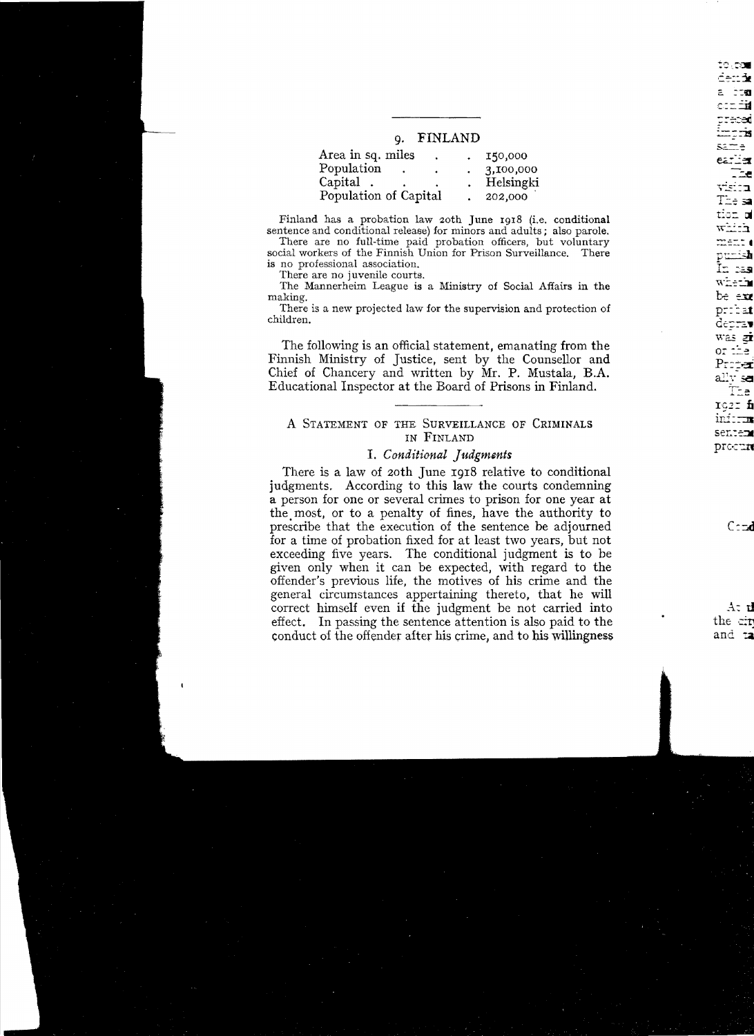## 9. FINLAND

| | |
|---|---|
| Area in sq. miles | 150,000 |
| Population | 3,100,000 |
| Capital | Helsingki |
| Population of Capital | 202,000 |

Finland has a probation law 20th June 1918 (i.e. conditional sentence and conditional release) for minors and adults; also parole.

There are no full-time paid probation officers, but voluntary social workers of the Finnish Union for Prison Surveillance. There is no professional association.

There are no juvenile courts.

The Mannerheim League is a Ministry of Social Affairs in the making.

There is a new projected law for the supervision and protection of children.

The following is an official statement, emanating from the Finnish Ministry of Justice, sent by the Counsellor and Chief of Chancery and written by Mr. P. Mustala, B.A. Educational Inspector at the Board of Prisons in Finland.

### A Statement of the Surveillance of Criminals in Finland

#### I. *Conditional Judgments*

There is a law of 20th June 1918 relative to conditional judgments. According to this law the courts condemning a person for one or several crimes to prison for one year at the most, or to a penalty of fines, have the authority to prescribe that the execution of the sentence be adjourned for a time of probation fixed for at least two years, but not exceeding five years. The conditional judgment is to be given only when it can be expected, with regard to the offender's previous life, the motives of his crime and the general circumstances appertaining thereto, that he will correct himself even if the judgment be not carried into effect. In passing the sentence attention is also paid to the conduct of the offender after his crime, and to his willingness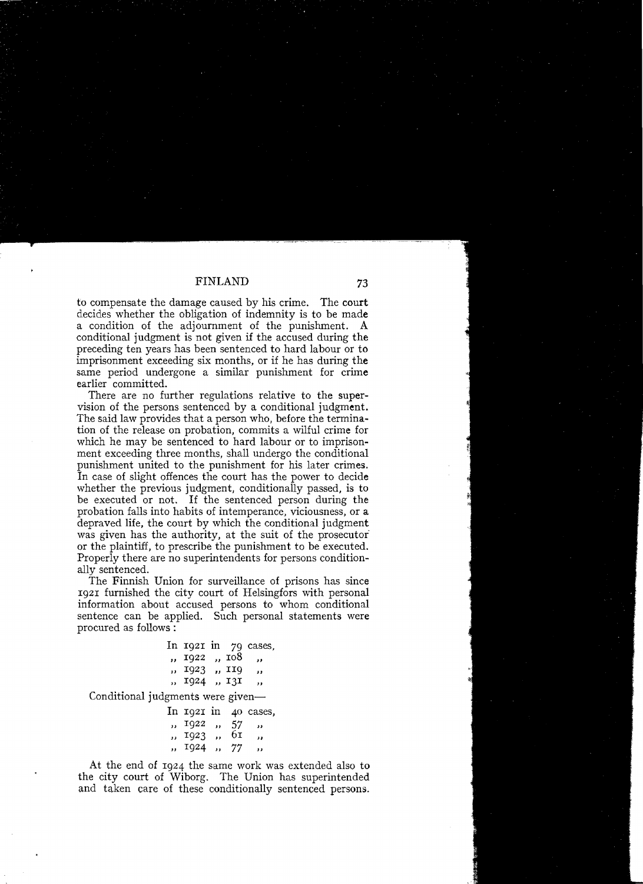to compensate the damage caused by his crime. The court decides whether the obligation of indemnity is to be made a condition of the adjournment of the punishment. A conditional judgment is not given if the accused during the preceding ten years has been sentenced to hard labour or to imprisonment exceeding six months, or if he has during the same period undergone a similar punishment for crime earlier committed.

There are no further regulations relative to the supervision of the persons sentenced by a conditional judgment. The said law provides that a person who, before the termination of the release on probation, commits a wilful crime for which he may be sentenced to hard labour or to imprisonment exceeding three months, shall undergo the conditional punishment united to the punishment for his later crimes. In case of slight offences the court has the power to decide whether the previous judgment, conditionally passed, is to be executed or not. If the sentenced person during the probation falls into habits of intemperance, viciousness, or a depraved life, the court by which the conditional judgment was given has the authority, at the suit of the prosecutor or the plaintiff, to prescribe the punishment to be executed. Properly there are no superintendents for persons conditionally sentenced.

The Finnish Union for surveillance of prisons has since 1921 furnished the city court of Helsingfors with personal information about accused persons to whom conditional sentence can be applied. Such personal statements were procured as follows:

In 1921 in 79 cases,
,, 1922 ,, 108 ,,
,, 1923 ,, 119 ,,
,, 1924 ,, 131 ,,

Conditional judgments were given—

In 1921 in 40 cases,
,, 1922 ,, 57 ,,
,, 1923 ,, 61 ,,
,, 1924 ,, 77 ,,

At the end of 1924 the same work was extended also to the city court of Wiborg. The Union has superintended and taken care of these conditionally sentenced persons.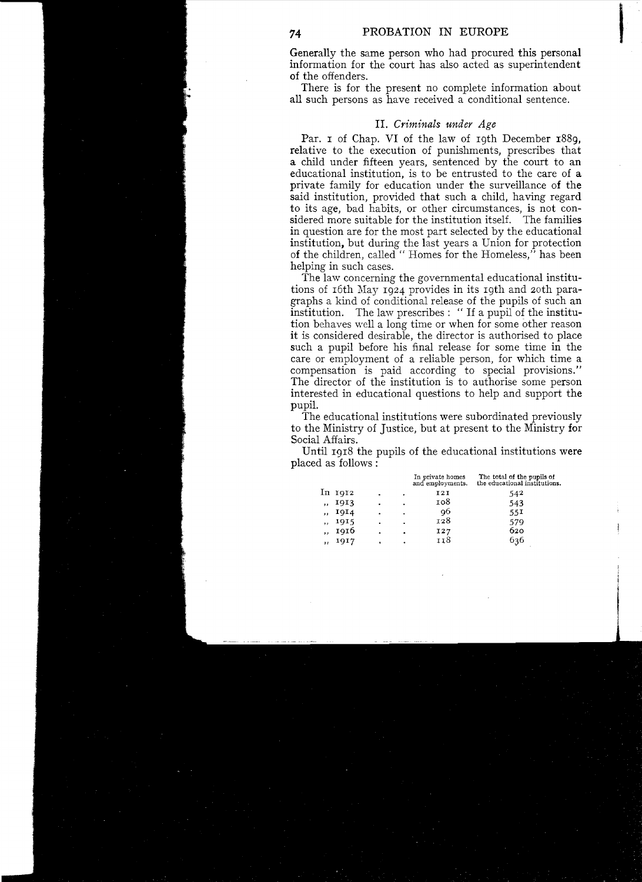Generally the same person who had procured this personal information for the court has also acted as superintendent of the offenders.

There is for the present no complete information about all such persons as have received a conditional sentence.

### II. *Criminals under Age*

Par. 1 of Chap. VI of the law of 19th December 1889, relative to the execution of punishments, prescribes that a child under fifteen years, sentenced by the court to an educational institution, is to be entrusted to the care of a private family for education under the surveillance of the said institution, provided that such a child, having regard to its age, bad habits, or other circumstances, is not considered more suitable for the institution itself. The families in question are for the most part selected by the educational institution, but during the last years a Union for protection of the children, called "Homes for the Homeless," has been helping in such cases.

The law concerning the governmental educational institutions of 16th May 1924 provides in its 19th and 20th paragraphs a kind of conditional release of the pupils of such an institution. The law prescribes: "If a pupil of the institution behaves well a long time or when for some other reason it is considered desirable, the director is authorised to place such a pupil before his final release for some time in the care or employment of a reliable person, for which time a compensation is paid according to special provisions." The director of the institution is to authorise some person interested in educational questions to help and support the pupil.

The educational institutions were subordinated previously to the Ministry of Justice, but at present to the Ministry for Social Affairs.

Until 1918 the pupils of the educational institutions were placed as follows:

| | In private homes and employments. | The total of the pupils of the educational institutions. |
|---|---|---|
| In 1912 | 121 | 542 |
| ,, 1913 | 108 | 543 |
| ,, 1914 | 96 | 551 |
| ,, 1915 | 128 | 579 |
| ,, 1916 | 127 | 620 |
| ,, 1917 | 118 | 636 |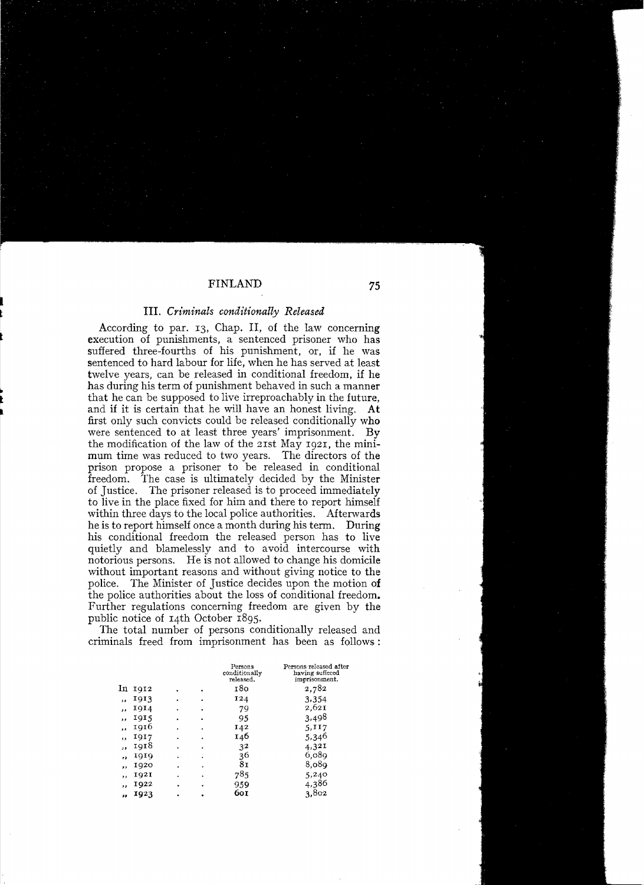### III. *Criminals conditionally Released*

According to par. 13, Chap. II, of the law concerning execution of punishments, a sentenced prisoner who has suffered three-fourths of his punishment, or, if he was sentenced to hard labour for life, when he has served at least twelve years, can be released in conditional freedom, if he has during his term of punishment behaved in such a manner that he can be supposed to live irreproachably in the future, and if it is certain that he will have an honest living. At first only such convicts could be released conditionally who were sentenced to at least three years' imprisonment. By the modification of the law of the 21st May 1921, the minimum time was reduced to two years. The directors of the prison propose a prisoner to be released in conditional freedom. The case is ultimately decided by the Minister of Justice. The prisoner released is to proceed immediately to live in the place fixed for him and there to report himself within three days to the local police authorities. Afterwards he is to report himself once a month during his term. During his conditional freedom the released person has to live quietly and blamelessly and to avoid intercourse with notorious persons. He is not allowed to change his domicile without important reasons and without giving notice to the police. The Minister of Justice decides upon the motion of the police authorities about the loss of conditional freedom. Further regulations concerning freedom are given by the public notice of 14th October 1895.

The total number of persons conditionally released and criminals freed from imprisonment has been as follows:

| | Persons conditionally released. | Persons released after having suffered imprisonment. |
|---|---|---|
| In 1912 | 180 | 2,782 |
| ,, 1913 | 124 | 3,354 |
| ,, 1914 | 79 | 2,621 |
| ,, 1915 | 95 | 3,498 |
| ,, 1916 | 142 | 5,117 |
| ,, 1917 | 146 | 5,346 |
| ,, 1918 | 32 | 4,321 |
| ,, 1919 | 36 | 6,089 |
| ,, 1920 | 81 | 8,089 |
| ,, 1921 | 785 | 5,240 |
| ,, 1922 | 959 | 4,386 |
| ,, 1923 | 601 | 3,802 |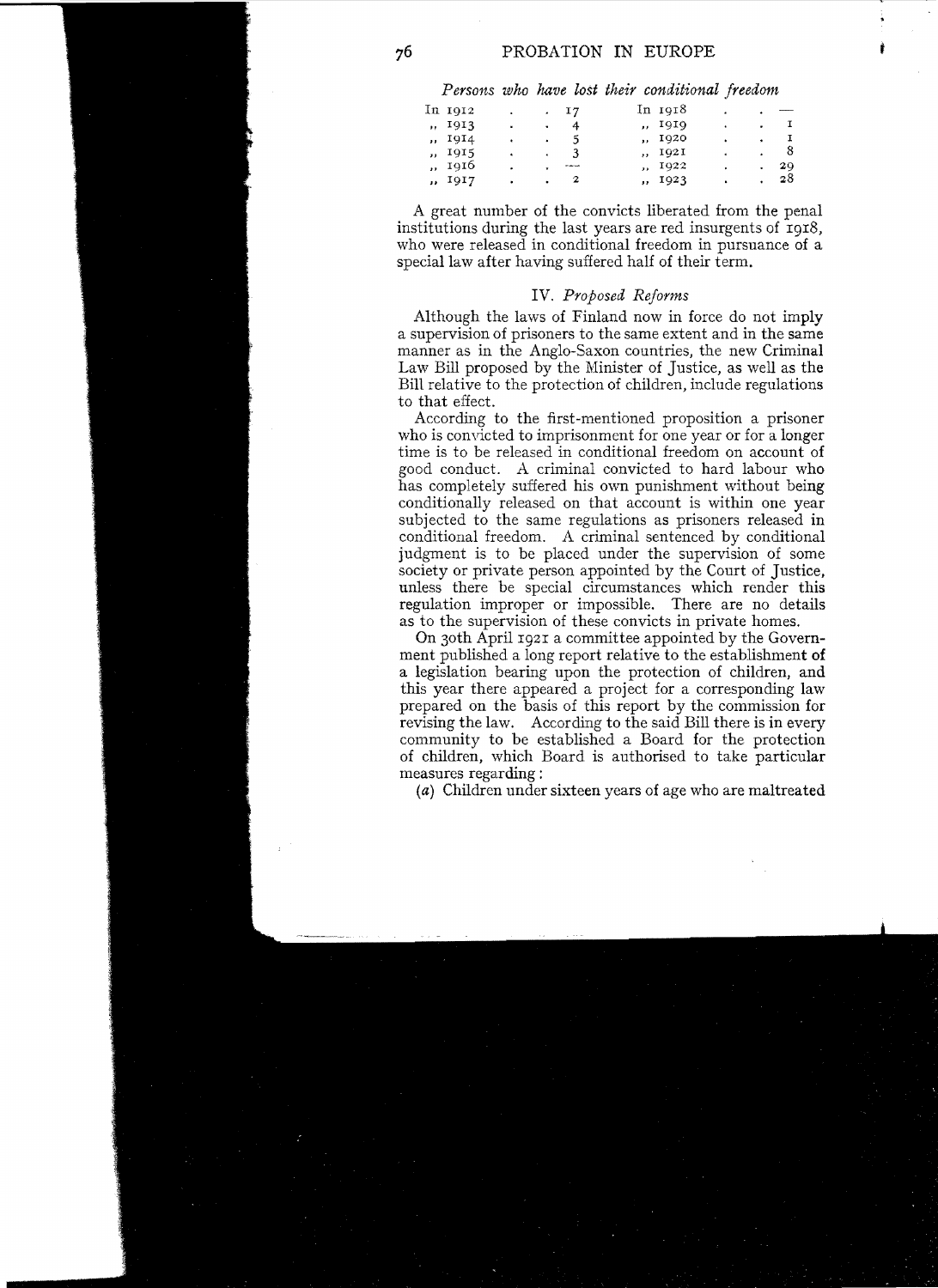*Persons who have lost their conditional freedom*

| Year | Number | Year | Number |
|---|---|---|---|
| In 1912 | 17 | In 1918 | — |
| ,, 1913 | 4 | ,, 1919 | 1 |
| ,, 1914 | 5 | ,, 1920 | 1 |
| ,, 1915 | 3 | ,, 1921 | 8 |
| ,, 1916 | — | ,, 1922 | 29 |
| ,, 1917 | 2 | ,, 1923 | 28 |

A great number of the convicts liberated from the penal institutions during the last years are red insurgents of 1918, who were released in conditional freedom in pursuance of a special law after having suffered half of their term.

### IV. *Proposed Reforms*

Although the laws of Finland now in force do not imply a supervision of prisoners to the same extent and in the same manner as in the Anglo-Saxon countries, the new Criminal Law Bill proposed by the Minister of Justice, as well as the Bill relative to the protection of children, include regulations to that effect.

According to the first-mentioned proposition a prisoner who is convicted to imprisonment for one year or for a longer time is to be released in conditional freedom on account of good conduct. A criminal convicted to hard labour who has completely suffered his own punishment without being conditionally released on that account is within one year subjected to the same regulations as prisoners released in conditional freedom. A criminal sentenced by conditional judgment is to be placed under the supervision of some society or private person appointed by the Court of Justice, unless there be special circumstances which render this regulation improper or impossible. There are no details as to the supervision of these convicts in private homes.

On 30th April 1921 a committee appointed by the Government published a long report relative to the establishment of a legislation bearing upon the protection of children, and this year there appeared a project for a corresponding law prepared on the basis of this report by the commission for revising the law. According to the said Bill there is in every community to be established a Board for the protection of children, which Board is authorised to take particular measures regarding:

(*a*) Children under sixteen years of age who are maltreated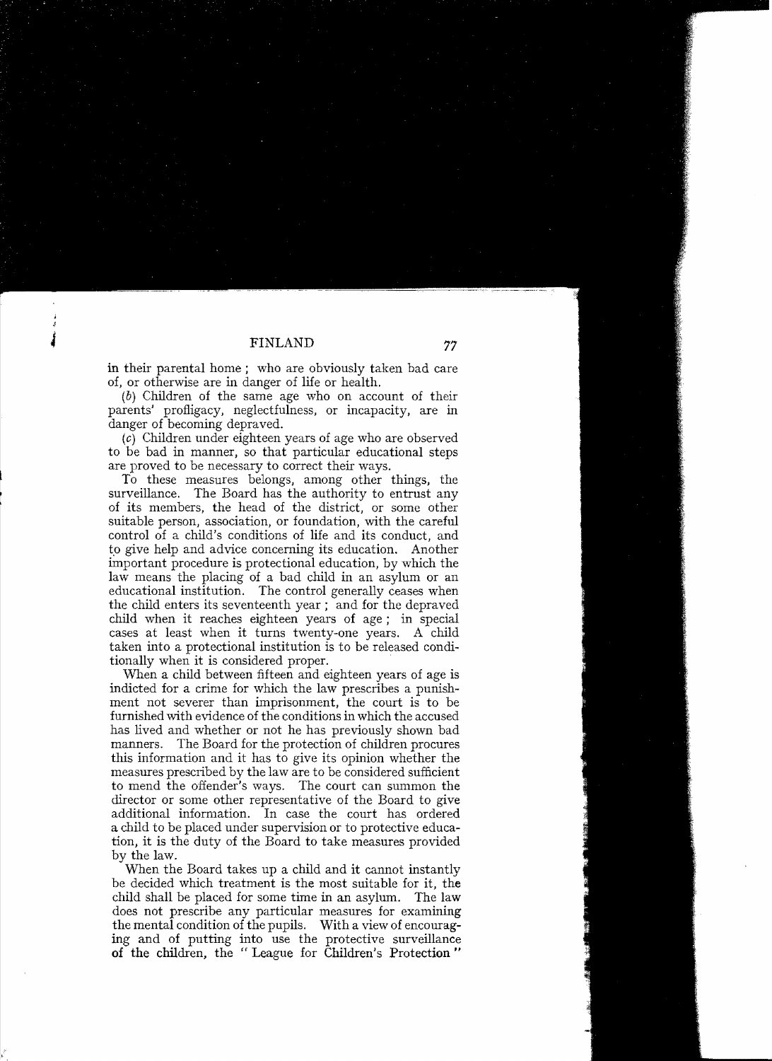in their parental home; who are obviously taken bad care of, or otherwise are in danger of life or health.

(*b*) Children of the same age who on account of their parents' profligacy, neglectfulness, or incapacity, are in danger of becoming depraved.

(*c*) Children under eighteen years of age who are observed to be bad in manner, so that particular educational steps are proved to be necessary to correct their ways.

To these measures belongs, among other things, the surveillance. The Board has the authority to entrust any of its members, the head of the district, or some other suitable person, association, or foundation, with the careful control of a child's conditions of life and its conduct, and to give help and advice concerning its education. Another important procedure is protectional education, by which the law means the placing of a bad child in an asylum or an educational institution. The control generally ceases when the child enters its seventeenth year; and for the depraved child when it reaches eighteen years of age; in special cases at least when it turns twenty-one years. A child taken into a protectional institution is to be released conditionally when it is considered proper.

When a child between fifteen and eighteen years of age is indicted for a crime for which the law prescribes a punishment not severer than imprisonment, the court is to be furnished with evidence of the conditions in which the accused has lived and whether or not he has previously shown bad manners. The Board for the protection of children procures this information and it has to give its opinion whether the measures prescribed by the law are to be considered sufficient to mend the offender's ways. The court can summon the director or some other representative of the Board to give additional information. In case the court has ordered a child to be placed under supervision or to protective education, it is the duty of the Board to take measures provided by the law.

When the Board takes up a child and it cannot instantly be decided which treatment is the most suitable for it, the child shall be placed for some time in an asylum. The law does not prescribe any particular measures for examining the mental condition of the pupils. With a view of encouraging and of putting into use the protective surveillance of the children, the "League for Children's Protection"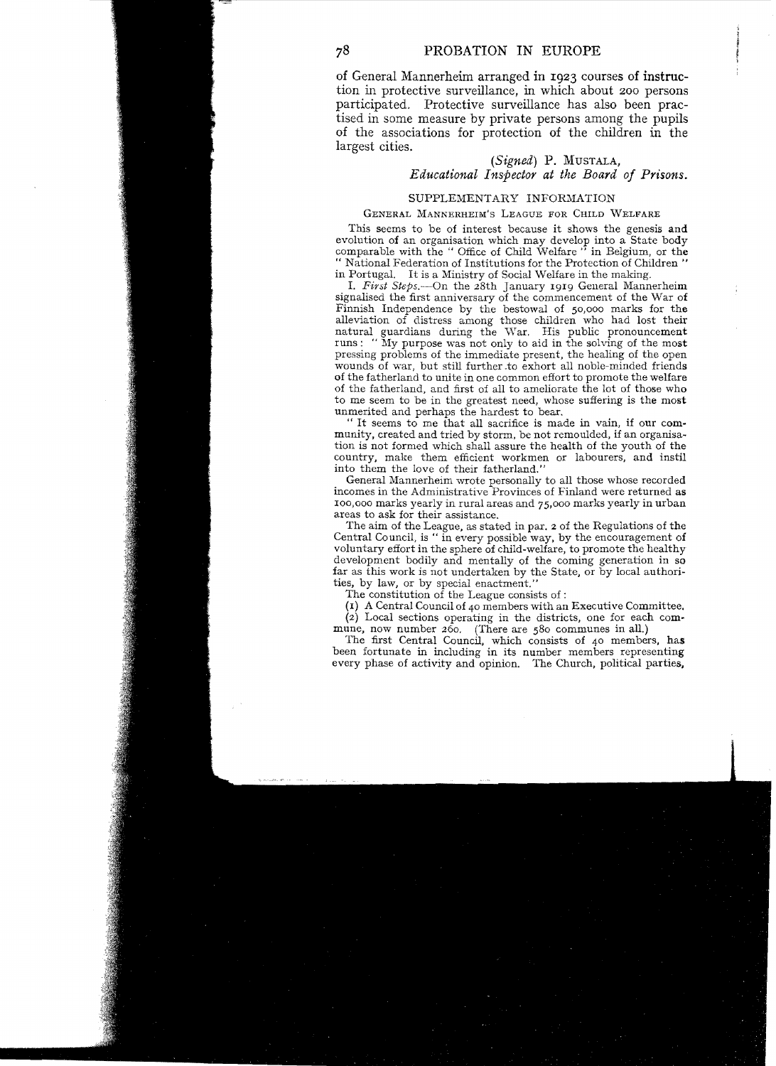of General Mannerheim arranged in 1923 courses of instruction in protective surveillance, in which about 200 persons participated. Protective surveillance has also been practised in some measure by private persons among the pupils of the associations for protection of the children in the largest cities.

(*Signed*) P. Mustala,
*Educational Inspector at the Board of Prisons.*

## SUPPLEMENTARY INFORMATION

### General Mannerheim's League for Child Welfare

This seems to be of interest because it shows the genesis and evolution of an organisation which may develop into a State body comparable with the " Office of Child Welfare " in Belgium, or the " National Federation of Institutions for the Protection of Children " in Portugal. It is a Ministry of Social Welfare in the making.

I. *First Steps.*—On the 28th January 1919 General Mannerheim signalised the first anniversary of the commencement of the War of Finnish Independence by the bestowal of 50,000 marks for the alleviation of distress among those children who had lost their natural guardians during the War. His public pronouncement runs: " My purpose was not only to aid in the solving of the most pressing problems of the immediate present, the healing of the open wounds of war, but still further to exhort all noble-minded friends of the fatherland to unite in one common effort to promote the welfare of the fatherland, and first of all to ameliorate the lot of those who to me seem to be in the greatest need, whose suffering is the most unmerited and perhaps the hardest to bear.

" It seems to me that all sacrifice is made in vain, if our community, created and tried by storm, be not remoulded, if an organisation is not formed which shall assure the health of the youth of the country, make them efficient workmen or labourers, and instil into them the love of their fatherland."

General Mannerheim wrote personally to all those whose recorded incomes in the Administrative Provinces of Finland were returned as 100,000 marks yearly in rural areas and 75,000 marks yearly in urban areas to ask for their assistance.

The aim of the League, as stated in par. 2 of the Regulations of the Central Council, is " in every possible way, by the encouragement of voluntary effort in the sphere of child-welfare, to promote the healthy development bodily and mentally of the coming generation in so far as this work is not undertaken by the State, or by local authorities, by law, or by special enactment."

The constitution of the League consists of:

(1) A Central Council of 40 members with an Executive Committee.

(2) Local sections operating in the districts, one for each commune, now number 260. (There are 580 communes in all.)

The first Central Council, which consists of 40 members, has been fortunate in including in its number members representing every phase of activity and opinion. The Church, political parties,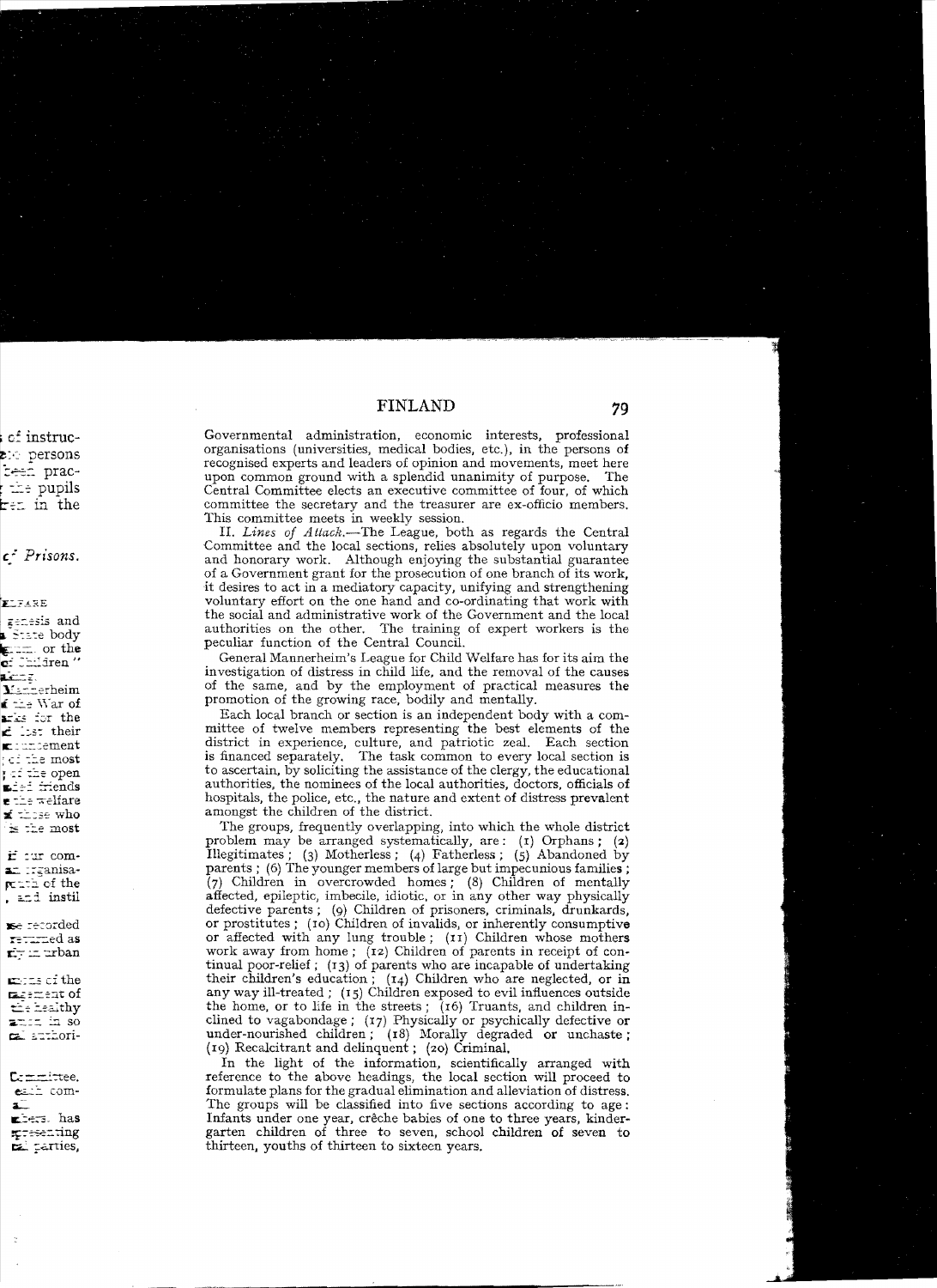Governmental administration, economic interests, professional organisations (universities, medical bodies, etc.), in the persons of recognised experts and leaders of opinion and movements, meet here upon common ground with a splendid unanimity of purpose. The Central Committee elects an executive committee of four, of which committee the secretary and the treasurer are ex-officio members. This committee meets in weekly session.

II. *Lines of Attack.*—The League, both as regards the Central Committee and the local sections, relies absolutely upon voluntary and honorary work. Although enjoying the substantial guarantee of a Government grant for the prosecution of one branch of its work, it desires to act in a mediatory capacity, unifying and strengthening voluntary effort on the one hand and co-ordinating that work with the social and administrative work of the Government and the local authorities on the other. The training of expert workers is the peculiar function of the Central Council.

General Mannerheim's League for Child Welfare has for its aim the investigation of distress in child life, and the removal of the causes of the same, and by the employment of practical measures the promotion of the growing race, bodily and mentally.

Each local branch or section is an independent body with a committee of twelve members representing the best elements of the district in experience, culture, and patriotic zeal. Each section is financed separately. The task common to every local section is to ascertain, by soliciting the assistance of the clergy, the educational authorities, the nominees of the local authorities, doctors, officials of hospitals, the police, etc., the nature and extent of distress prevalent amongst the children of the district.

The groups, frequently overlapping, into which the whole district problem may be arranged systematically, are: (1) Orphans; (2) Illegitimates; (3) Motherless; (4) Fatherless; (5) Abandoned by parents; (6) The younger members of large but impecunious families; (7) Children in overcrowded homes; (8) Children of mentally affected, epileptic, imbecile, idiotic, or in any other way physically defective parents; (9) Children of prisoners, criminals, drunkards, or prostitutes; (10) Children of invalids, or inherently consumptive or affected with any lung trouble; (11) Children whose mothers work away from home; (12) Children of parents in receipt of continual poor-relief; (13) of parents who are incapable of undertaking their children's education; (14) Children who are neglected, or in any way ill-treated; (15) Children exposed to evil influences outside the home, or to life in the streets; (16) Truants, and children inclined to vagabondage; (17) Physically or psychically defective or under-nourished children; (18) Morally degraded or unchaste; (19) Recalcitrant and delinquent; (20) Criminal.

In the light of the information, scientifically arranged with reference to the above headings, the local section will proceed to formulate plans for the gradual elimination and alleviation of distress. The groups will be classified into five sections according to age: Infants under one year, crêche babies of one to three years, kindergarten children of three to seven, school children of seven to thirteen, youths of thirteen to sixteen years.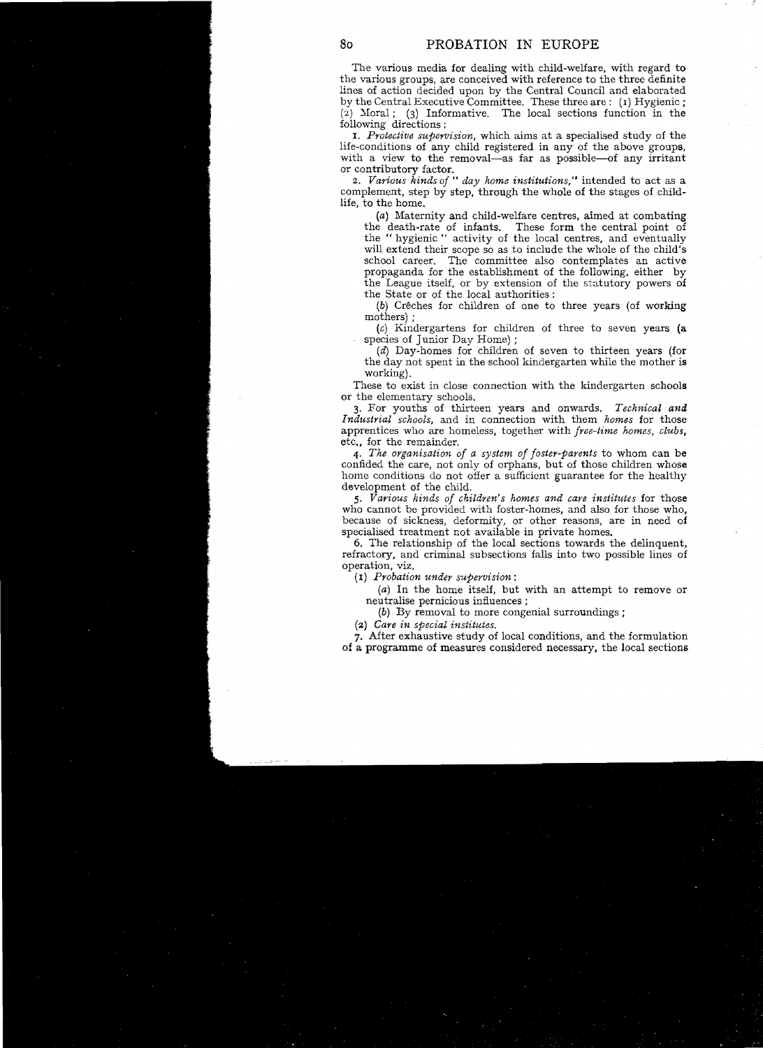The various media for dealing with child-welfare, with regard to the various groups, are conceived with reference to the three definite lines of action decided upon by the Central Council and elaborated by the Central Executive Committee. These three are: (1) Hygienic; (2) Moral; (3) Informative. The local sections function in the following directions:

1. *Protective supervision*, which aims at a specialised study of the life-conditions of any child registered in any of the above groups, with a view to the removal—as far as possible—of any irritant or contributory factor.

2. *Various kinds of " day home institutions,"* intended to act as a complement, step by step, through the whole of the stages of child-life, to the home.

   (*a*) Maternity and child-welfare centres, aimed at combating the death-rate of infants. These form the central point of the " hygienic " activity of the local centres, and eventually will extend their scope so as to include the whole of the child's school career. The committee also contemplates an active propaganda for the establishment of the following, either by the League itself, or by extension of the statutory powers of the State or of the local authorities:

   (*b*) Crêches for children of one to three years (of working mothers);

   (*c*) Kindergartens for children of three to seven years (a species of Junior Day Home);

   (*d*) Day-homes for children of seven to thirteen years (for the day not spent in the school kindergarten while the mother is working).

These to exist in close connection with the kindergarten schools or the elementary schools.

3. For youths of thirteen years and onwards. *Technical and Industrial schools*, and in connection with them *homes* for those apprentices who are homeless, together with *free-time homes, clubs*, etc., for the remainder.

4. *The organisation of a system of foster-parents* to whom can be confided the care, not only of orphans, but of those children whose home conditions do not offer a sufficient guarantee for the healthy development of the child.

5. *Various kinds of children's homes and care institutes* for those who cannot be provided with foster-homes, and also for those who, because of sickness, deformity, or other reasons, are in need of specialised treatment not available in private homes.

6. The relationship of the local sections towards the delinquent, refractory, and criminal subsections falls into two possible lines of operation, viz.

   (1) *Probation under supervision*:

   (*a*) In the home itself, but with an attempt to remove or neutralise pernicious influences;

   (*b*) By removal to more congenial surroundings;

   (2) *Care in special institutes.*

7. After exhaustive study of local conditions, and the formulation of a programme of measures considered necessary, the local sections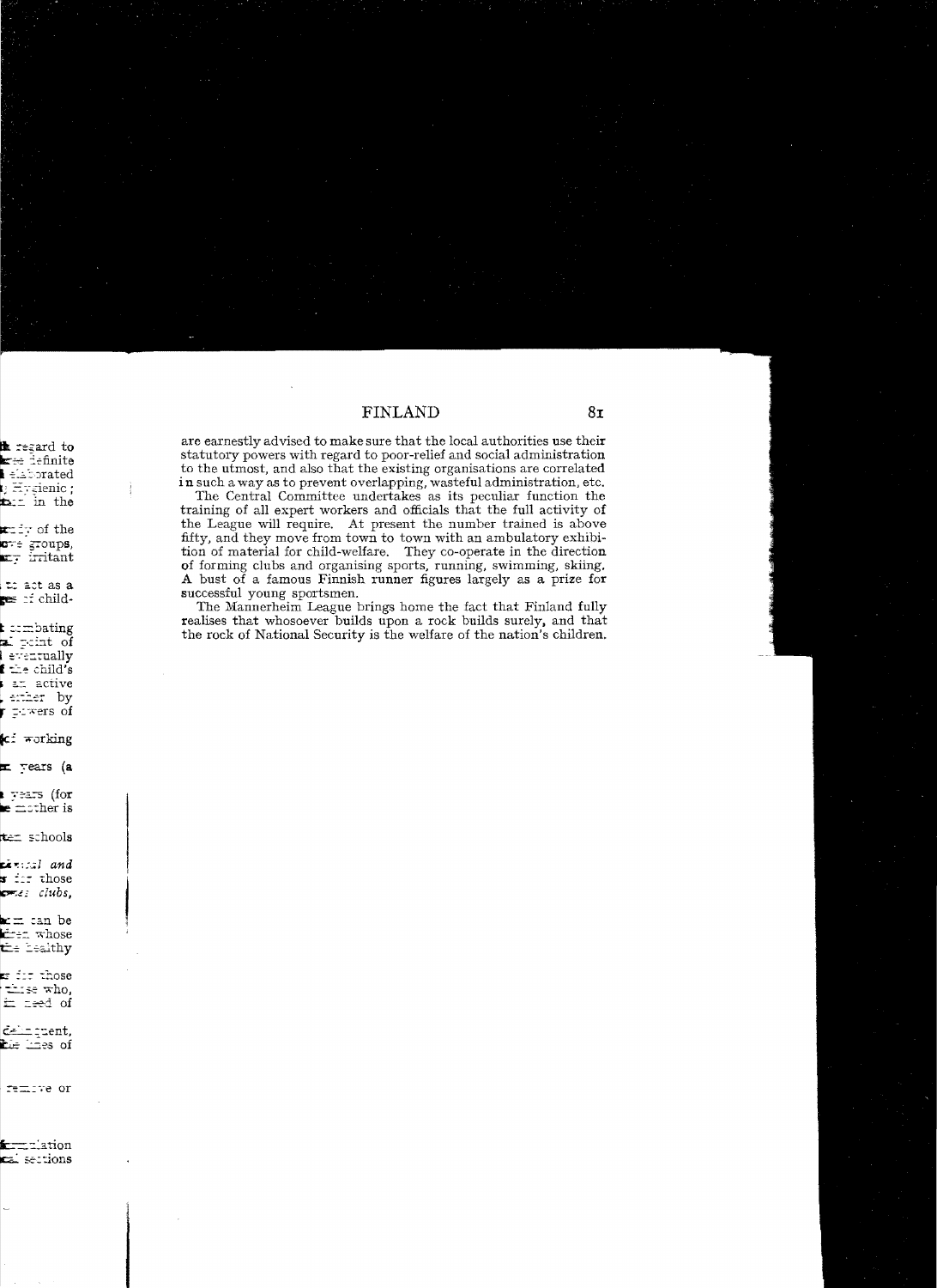are earnestly advised to make sure that the local authorities use their statutory powers with regard to poor-relief and social administration to the utmost, and also that the existing organisations are correlated in such a way as to prevent overlapping, wasteful administration, etc.

The Central Committee undertakes as its peculiar function the training of all expert workers and officials that the full activity of the League will require. At present the number trained is above fifty, and they move from town to town with an ambulatory exhibition of material for child-welfare. They co-operate in the direction of forming clubs and organising sports, running, swimming, skiing. A bust of a famous Finnish runner figures largely as a prize for successful young sportsmen.

The Mannerheim League brings home the fact that Finland fully realises that whosoever builds upon a rock builds surely, and that the rock of National Security is the welfare of the nation's children.